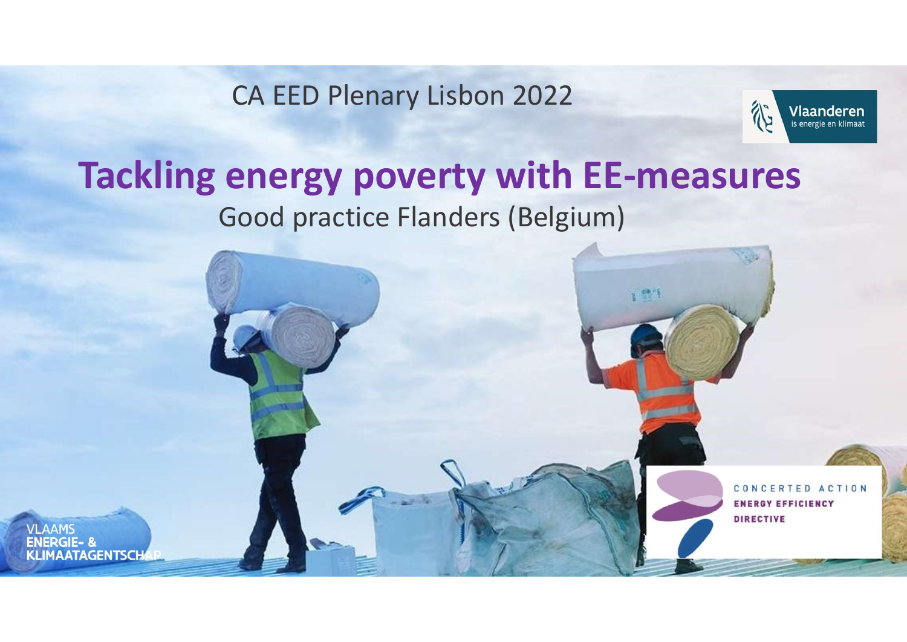CA EED Plenary Lisbon 2022

Vlaanderen
is energie en klimaat

# Tackling energy poverty with EE-measures

## Good practice Flanders (Belgium)

VLAAMS
ENERGIE- &
KLIMAATAGENTSCHAP

CONCERTED ACTION
ENERGY EFFICIENCY
DIRECTIVE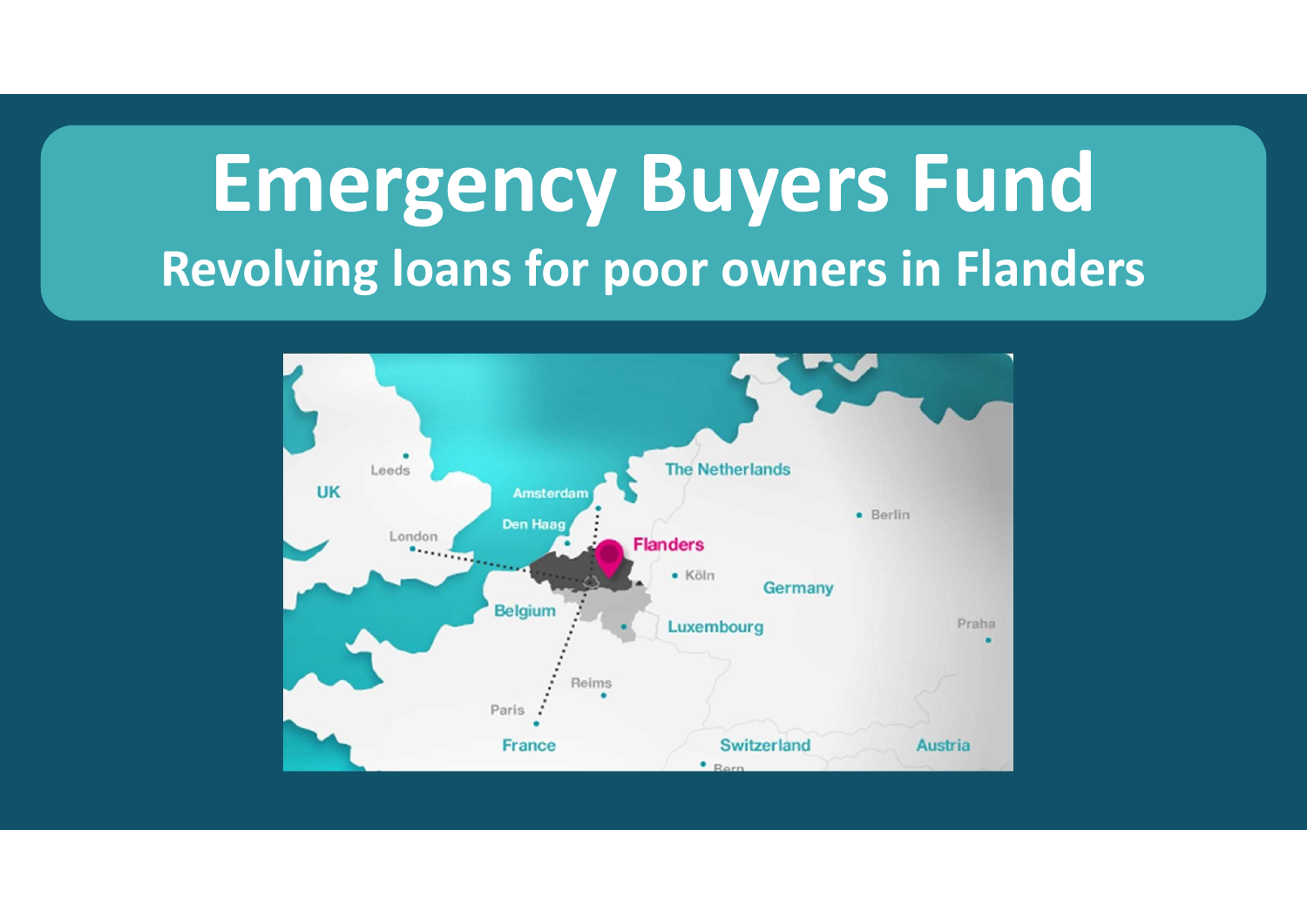# Emergency Buyers Fund

## Revolving loans for poor owners in Flanders

UK

Leeds

London

Amsterdam

Den Haag

The Netherlands

Flanders

Berlin

Köln

Germany

Belgium

Luxembourg

Praha

Reims

Paris

France

Switzerland

Austria

Bern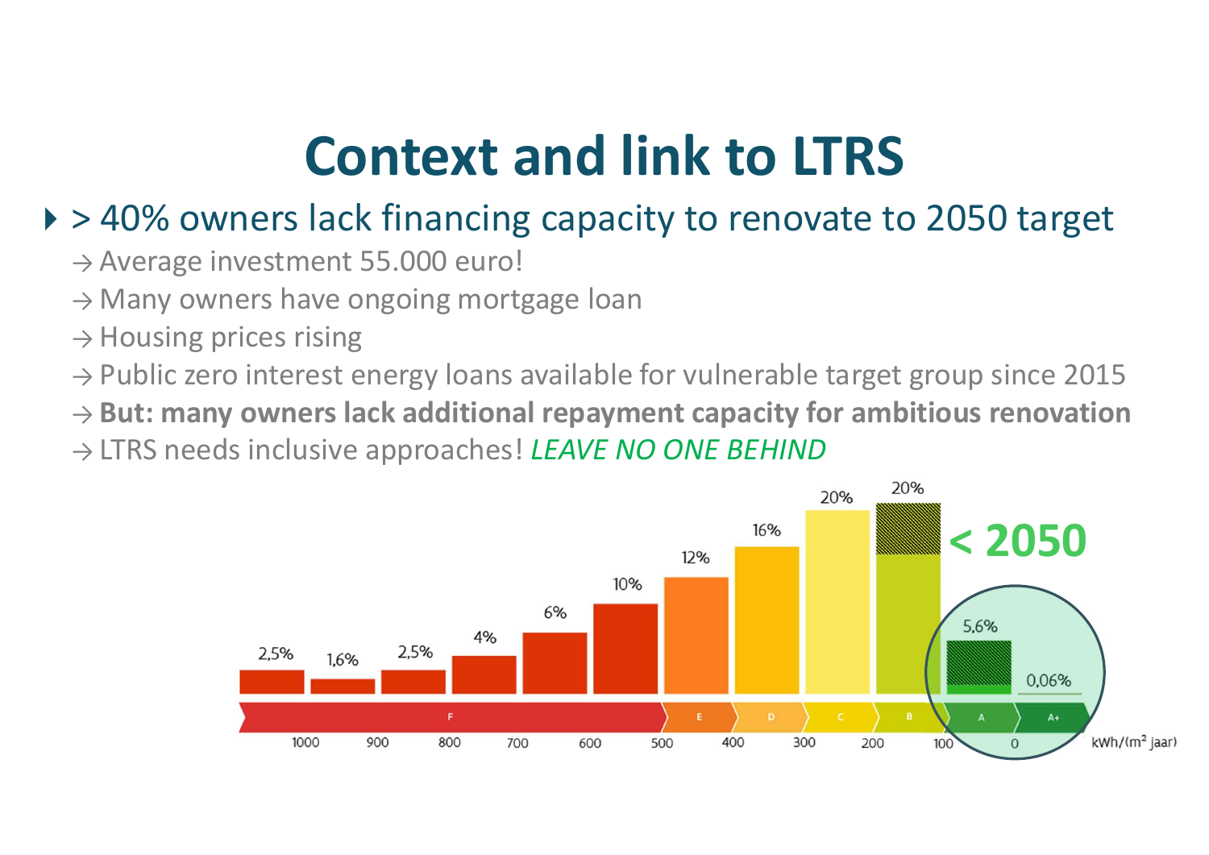# Context and link to LTRS

- > 40% owners lack financing capacity to renovate to 2050 target
  - → Average investment 55.000 euro!
  - → Many owners have ongoing mortgage loan
  - → Housing prices rising
  - → Public zero interest energy loans available for vulnerable target group since 2015
  - → **But: many owners lack additional repayment capacity for ambitious renovation**
  - → LTRS needs inclusive approaches! *LEAVE NO ONE BEHIND*

| kWh/(m² jaar) | 1000 | 900 | 800 | 700 | 600 | 500 | 400 | 300 | 200 | 100 | 0 |
|---|---|---|---|---|---|---|---|---|---|---|---|
| Label | F | F | F | F | F | E | D | C | B | A | A+ |
| Share | 2,5% | 1,6% | 2,5% | 4% | 6% | 10% | 12% | 16% | 20% | 20% / 5,6% | 0,06% |

< 2050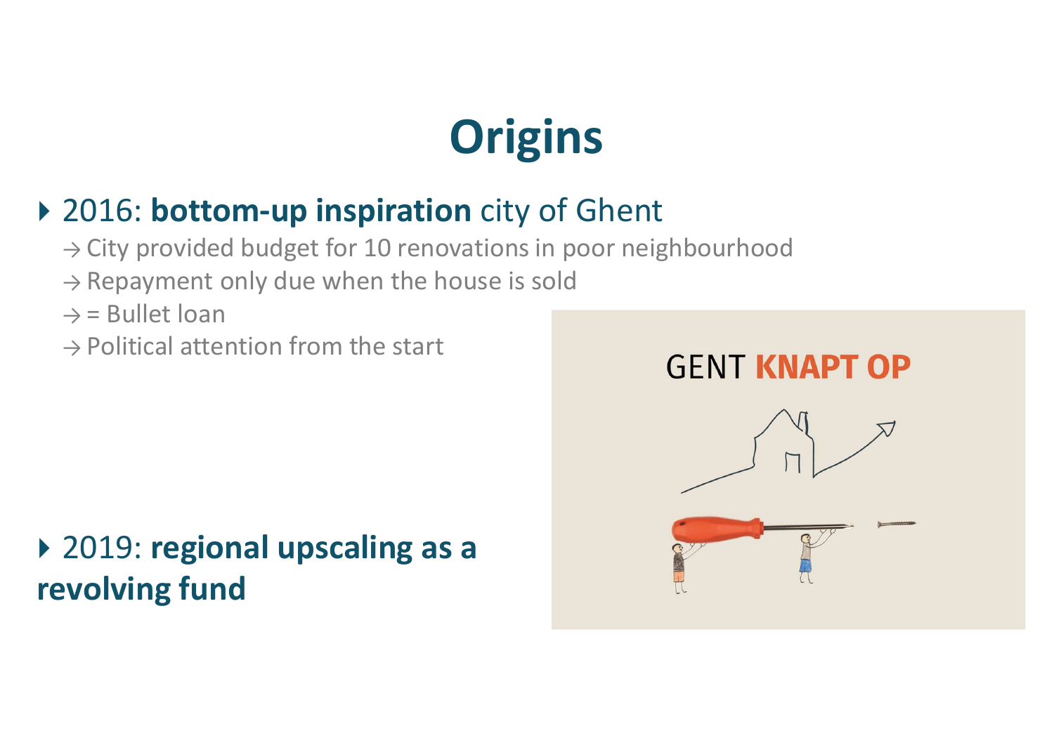# Origins

- 2016: **bottom-up inspiration** city of Ghent
  - → City provided budget for 10 renovations in poor neighbourhood
  - → Repayment only due when the house is sold
  - → = Bullet loan
  - → Political attention from the start

- 2019: **regional upscaling as a revolving fund**

GENT KNAPT OP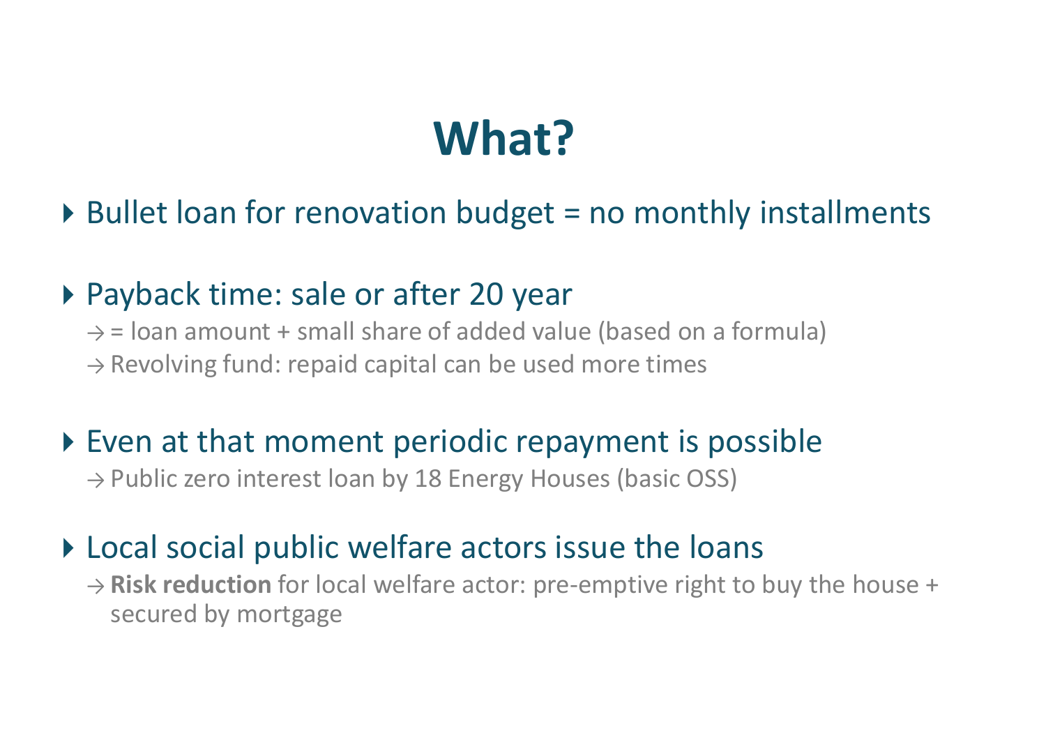# What?

- Bullet loan for renovation budget = no monthly installments

- Payback time: sale or after 20 year
  - → = loan amount + small share of added value (based on a formula)
  - → Revolving fund: repaid capital can be used more times

- Even at that moment periodic repayment is possible
  - → Public zero interest loan by 18 Energy Houses (basic OSS)

- Local social public welfare actors issue the loans
  - → **Risk reduction** for local welfare actor: pre-emptive right to buy the house + secured by mortgage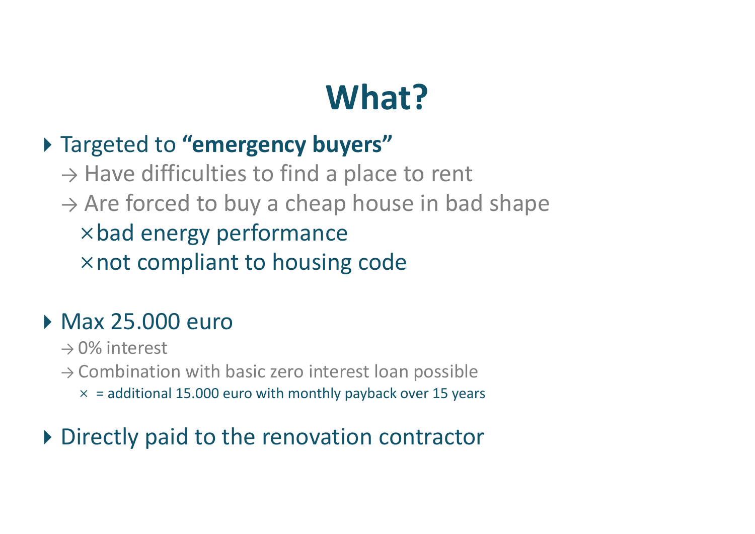# What?

- Targeted to **"emergency buyers"**
  - → Have difficulties to find a place to rent
  - → Are forced to buy a cheap house in bad shape
    - × bad energy performance
    - × not compliant to housing code

- Max 25.000 euro
  - → 0% interest
  - → Combination with basic zero interest loan possible
    - × = additional 15.000 euro with monthly payback over 15 years

- Directly paid to the renovation contractor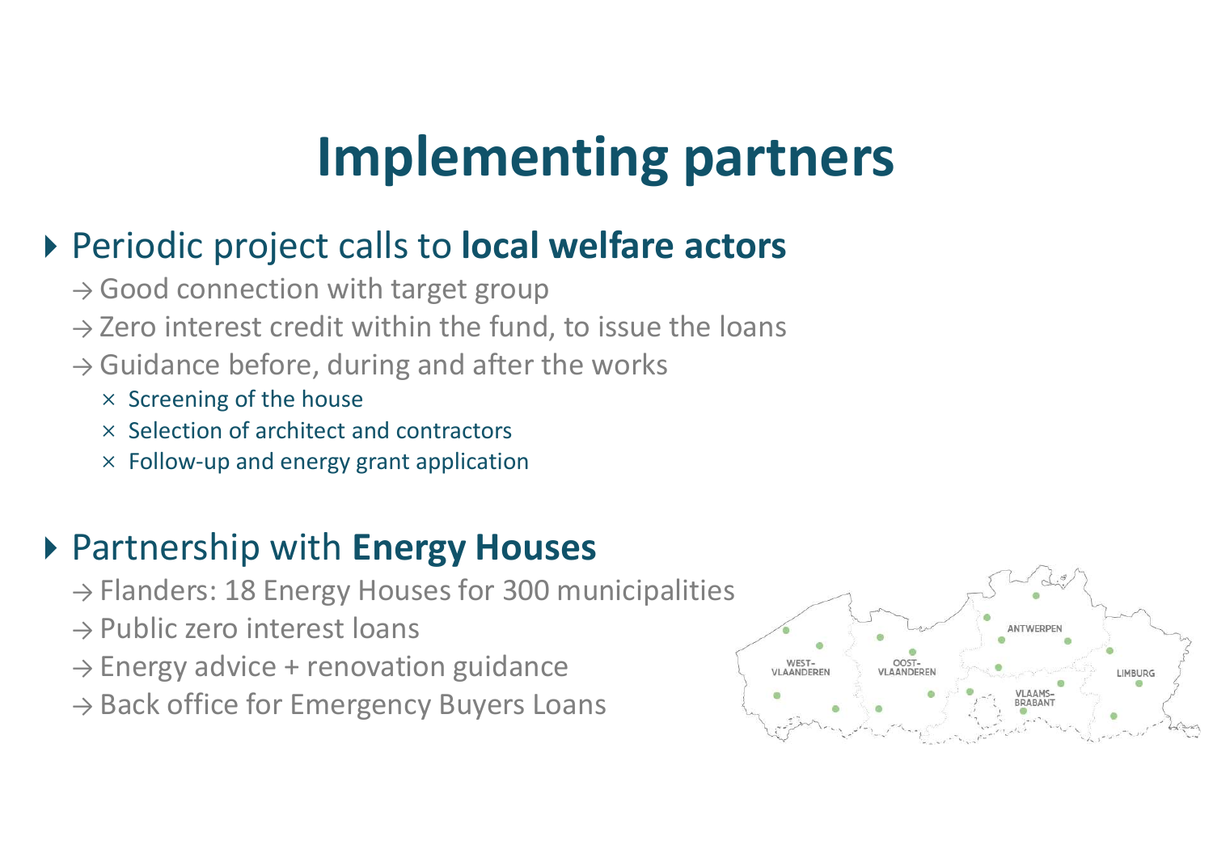# Implementing partners

- Periodic project calls to **local welfare actors**
  - → Good connection with target group
  - → Zero interest credit within the fund, to issue the loans
  - → Guidance before, during and after the works
    - × Screening of the house
    - × Selection of architect and contractors
    - × Follow-up and energy grant application

- Partnership with **Energy Houses**
  - → Flanders: 18 Energy Houses for 300 municipalities
  - → Public zero interest loans
  - → Energy advice + renovation guidance
  - → Back office for Emergency Buyers Loans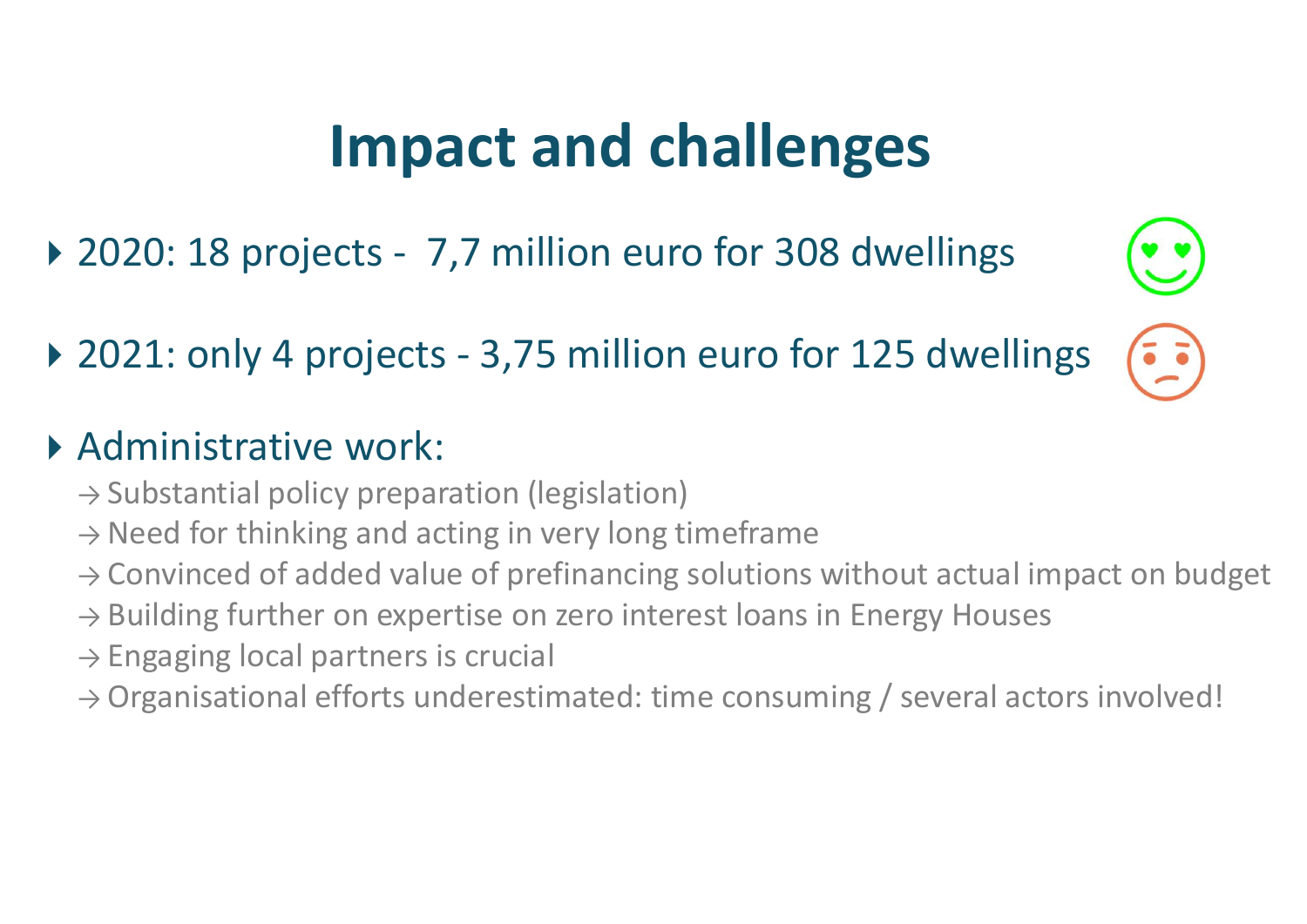# Impact and challenges

- 2020: 18 projects - 7,7 million euro for 308 dwellings
- 2021: only 4 projects - 3,75 million euro for 125 dwellings
- Administrative work:
  - → Substantial policy preparation (legislation)
  - → Need for thinking and acting in very long timeframe
  - → Convinced of added value of prefinancing solutions without actual impact on budget
  - → Building further on expertise on zero interest loans in Energy Houses
  - → Engaging local partners is crucial
  - → Organisational efforts underestimated: time consuming / several actors involved!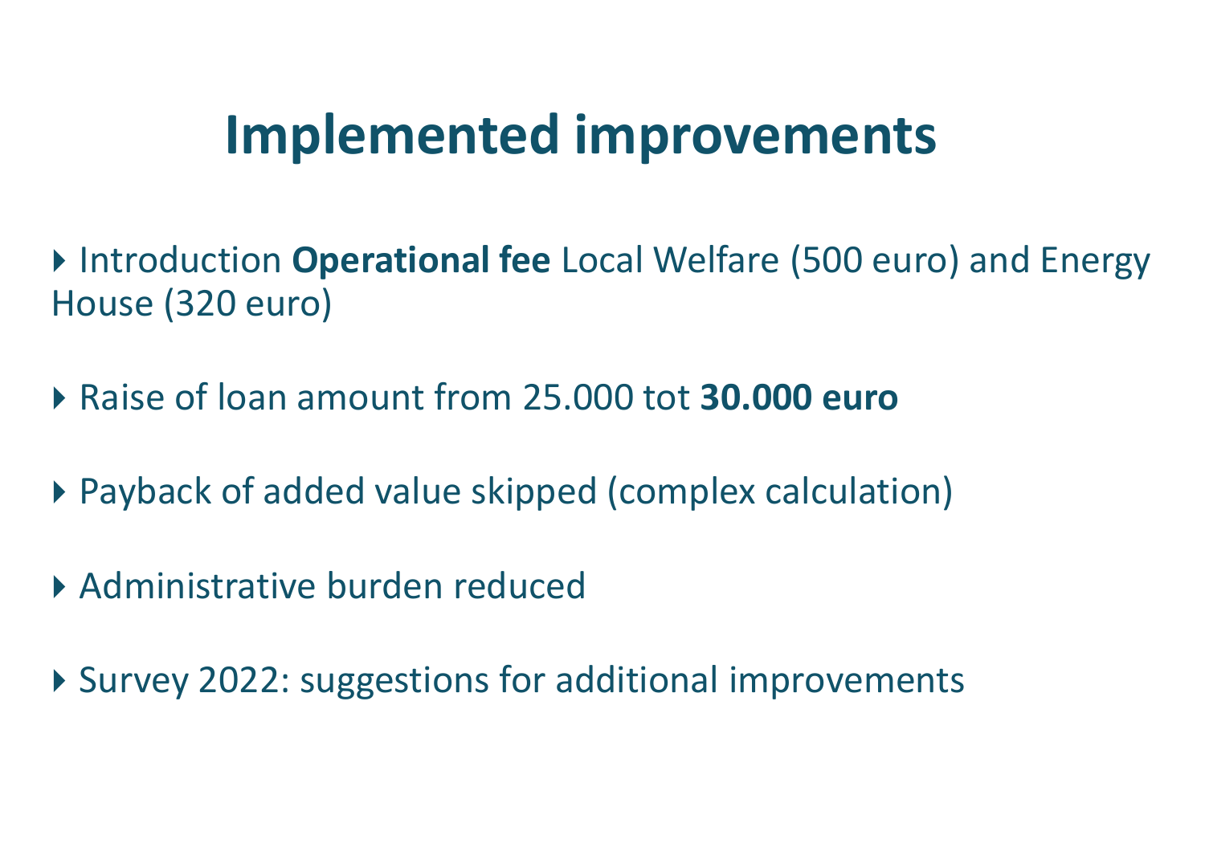# Implemented improvements

- Introduction **Operational fee** Local Welfare (500 euro) and Energy House (320 euro)
- Raise of loan amount from 25.000 tot **30.000 euro**
- Payback of added value skipped (complex calculation)
- Administrative burden reduced
- Survey 2022: suggestions for additional improvements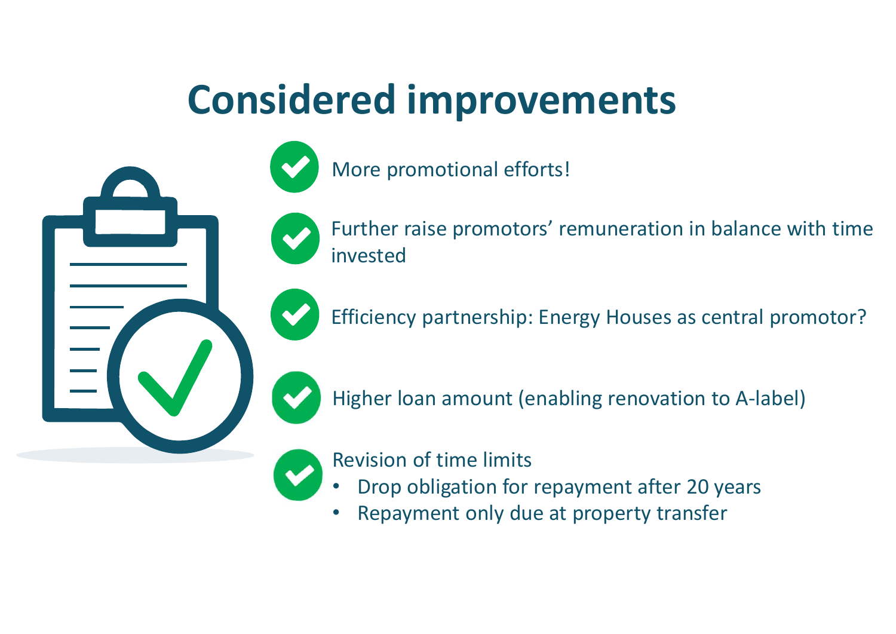# Considered improvements

- More promotional efforts!
- Further raise promotors' remuneration in balance with time invested
- Efficiency partnership: Energy Houses as central promotor?
- Higher loan amount (enabling renovation to A-label)
- Revision of time limits
  - Drop obligation for repayment after 20 years
  - Repayment only due at property transfer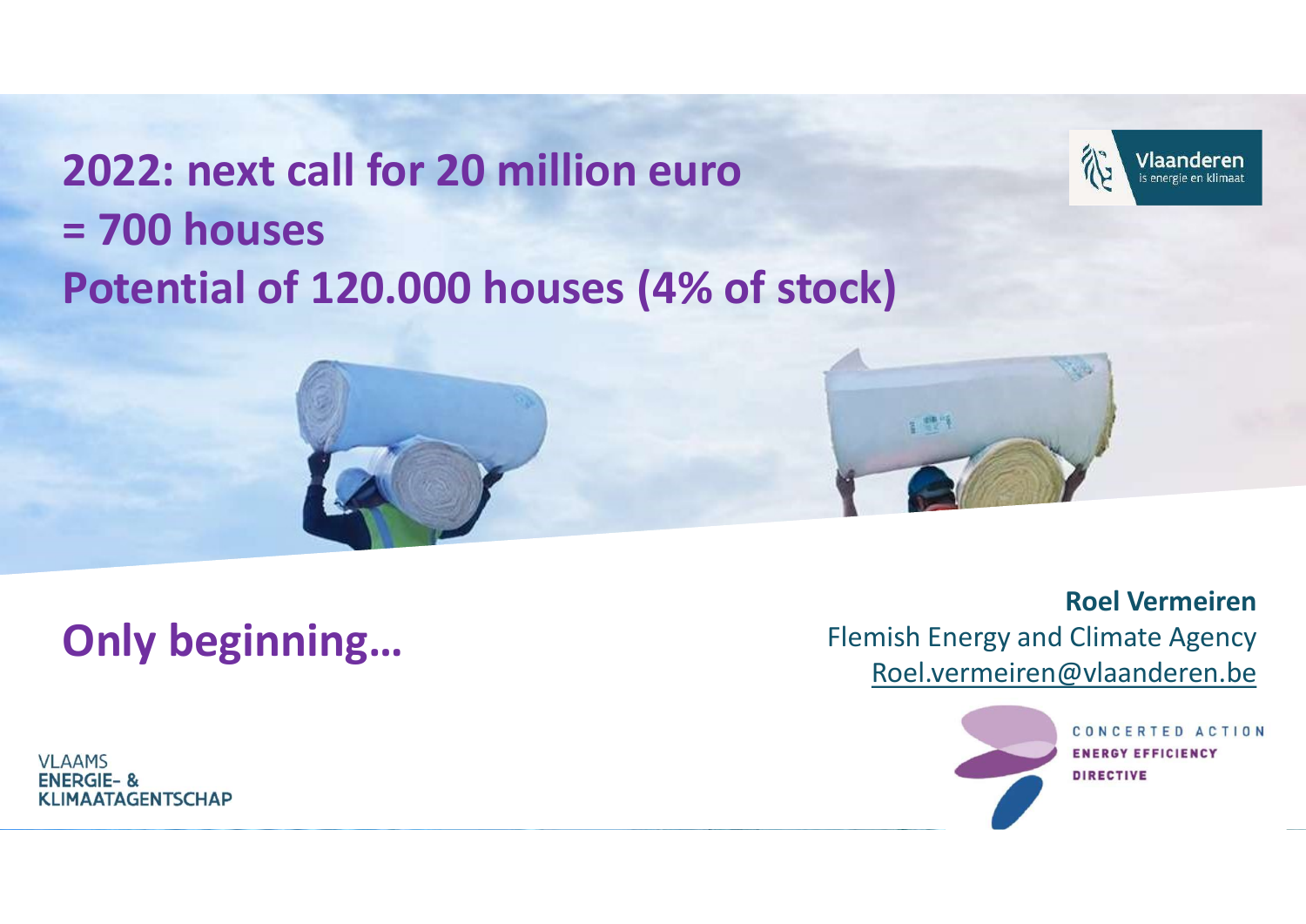# 2022: next call for 20 million euro = 700 houses Potential of 120.000 houses (4% of stock)

Vlaanderen
is energie en klimaat

## Only beginning…

**Roel Vermeiren**
Flemish Energy and Climate Agency
Roel.vermeiren@vlaanderen.be

VLAAMS
ENERGIE- &
KLIMAATAGENTSCHAP

CONCERTED ACTION
ENERGY EFFICIENCY
DIRECTIVE